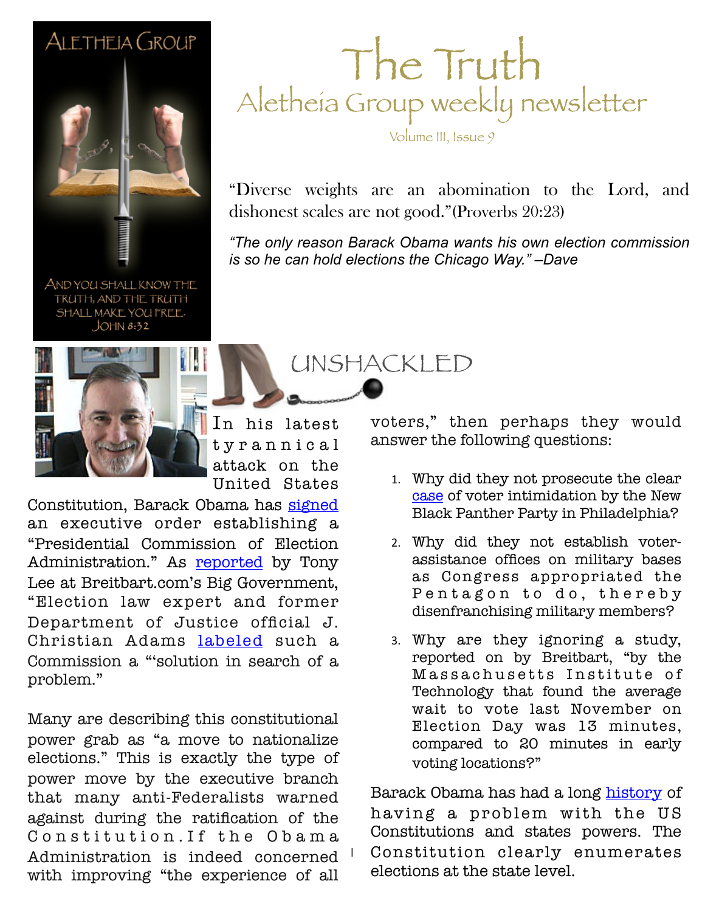ALETHEIA GROUP

AND YOU SHALL KNOW THE TRUTH, AND THE TRUTH SHALL MAKE YOU FREE. JOHN 8:32

# The Truth

## Aletheia Group weekly newsletter

Volume III, Issue 9

"Diverse weights are an abomination to the Lord, and dishonest scales are not good."(Proverbs 20:23)

*"The only reason Barack Obama wants his own election commission is so he can hold elections the Chicago Way." –Dave*

## UNSHACKLED

In his latest tyrannical attack on the United States Constitution, Barack Obama has signed an executive order establishing a "Presidential Commission of Election Administration." As reported by Tony Lee at Breitbart.com's Big Government, "Election law expert and former Department of Justice official J. Christian Adams labeled such a Commission a "'solution in search of a problem."

Many are describing this constitutional power grab as "a move to nationalize elections." This is exactly the type of power move by the executive branch that many anti-Federalists warned against during the ratification of the Constitution.If the Obama Administration is indeed concerned with improving "the experience of all voters," then perhaps they would answer the following questions:

1. Why did they not prosecute the clear case of voter intimidation by the New Black Panther Party in Philadelphia?
2. Why did they not establish voter-assistance offices on military bases as Congress appropriated the Pentagon to do, thereby disenfranchising military members?
3. Why are they ignoring a study, reported on by Breitbart, "by the Massachusetts Institute of Technology that found the average wait to vote last November on Election Day was 13 minutes, compared to 20 minutes in early voting locations?"

Barack Obama has had a long history of having a problem with the US Constitutions and states powers. The Constitution clearly enumerates elections at the state level.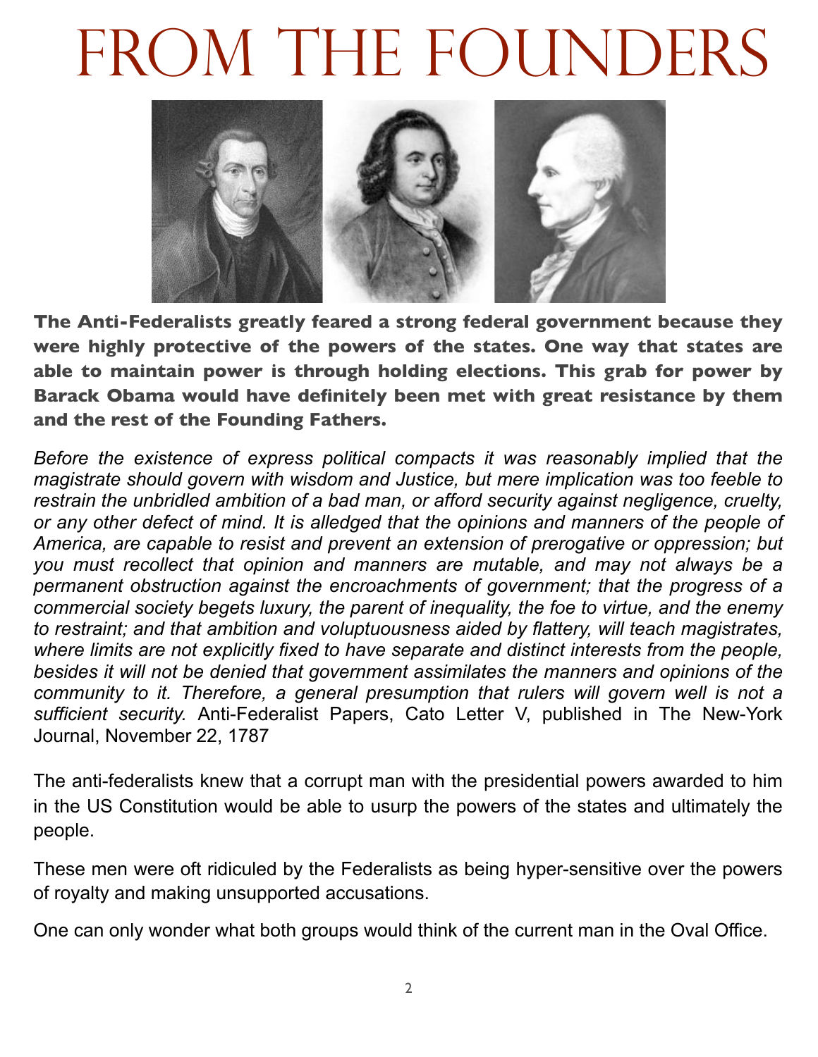# FROM THE FOUNDERS

**The Anti-Federalists greatly feared a strong federal government because they were highly protective of the powers of the states. One way that states are able to maintain power is through holding elections. This grab for power by Barack Obama would have definitely been met with great resistance by them and the rest of the Founding Fathers.**

*Before the existence of express political compacts it was reasonably implied that the magistrate should govern with wisdom and Justice, but mere implication was too feeble to restrain the unbridled ambition of a bad man, or afford security against negligence, cruelty, or any other defect of mind. It is alledged that the opinions and manners of the people of America, are capable to resist and prevent an extension of prerogative or oppression; but you must recollect that opinion and manners are mutable, and may not always be a permanent obstruction against the encroachments of government; that the progress of a commercial society begets luxury, the parent of inequality, the foe to virtue, and the enemy to restraint; and that ambition and voluptuousness aided by flattery, will teach magistrates, where limits are not explicitly fixed to have separate and distinct interests from the people, besides it will not be denied that government assimilates the manners and opinions of the community to it. Therefore, a general presumption that rulers will govern well is not a sufficient security.* Anti-Federalist Papers, Cato Letter V, published in The New-York Journal, November 22, 1787

The anti-federalists knew that a corrupt man with the presidential powers awarded to him in the US Constitution would be able to usurp the powers of the states and ultimately the people.

These men were oft ridiculed by the Federalists as being hyper-sensitive over the powers of royalty and making unsupported accusations.

One can only wonder what both groups would think of the current man in the Oval Office.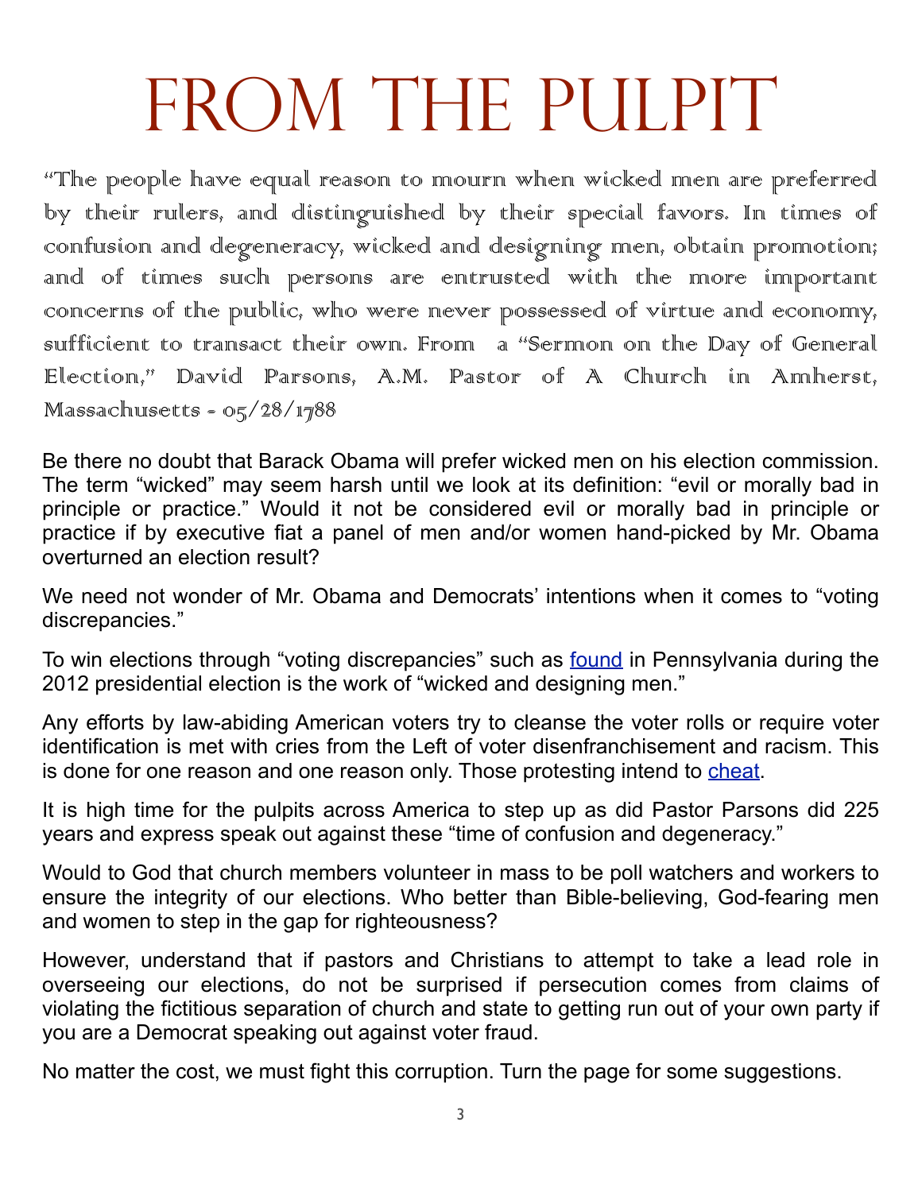# FROM THE PULPIT

"The people have equal reason to mourn when wicked men are preferred by their rulers, and distinguished by their special favors. In times of confusion and degeneracy, wicked and designing men, obtain promotion; and of times such persons are entrusted with the more important concerns of the public, who were never possessed of virtue and economy, sufficient to transact their own. From a "Sermon on the Day of General Election," David Parsons, A.M. Pastor of A Church in Amherst, Massachusetts - 05/28/1788

Be there no doubt that Barack Obama will prefer wicked men on his election commission. The term "wicked" may seem harsh until we look at its definition: "evil or morally bad in principle or practice." Would it not be considered evil or morally bad in principle or practice if by executive fiat a panel of men and/or women hand-picked by Mr. Obama overturned an election result?

We need not wonder of Mr. Obama and Democrats' intentions when it comes to "voting discrepancies."

To win elections through "voting discrepancies" such as found in Pennsylvania during the 2012 presidential election is the work of "wicked and designing men."

Any efforts by law-abiding American voters try to cleanse the voter rolls or require voter identification is met with cries from the Left of voter disenfranchisement and racism. This is done for one reason and one reason only. Those protesting intend to cheat.

It is high time for the pulpits across America to step up as did Pastor Parsons did 225 years and express speak out against these "time of confusion and degeneracy."

Would to God that church members volunteer in mass to be poll watchers and workers to ensure the integrity of our elections. Who better than Bible-believing, God-fearing men and women to step in the gap for righteousness?

However, understand that if pastors and Christians to attempt to take a lead role in overseeing our elections, do not be surprised if persecution comes from claims of violating the fictitious separation of church and state to getting run out of your own party if you are a Democrat speaking out against voter fraud.

No matter the cost, we must fight this corruption. Turn the page for some suggestions.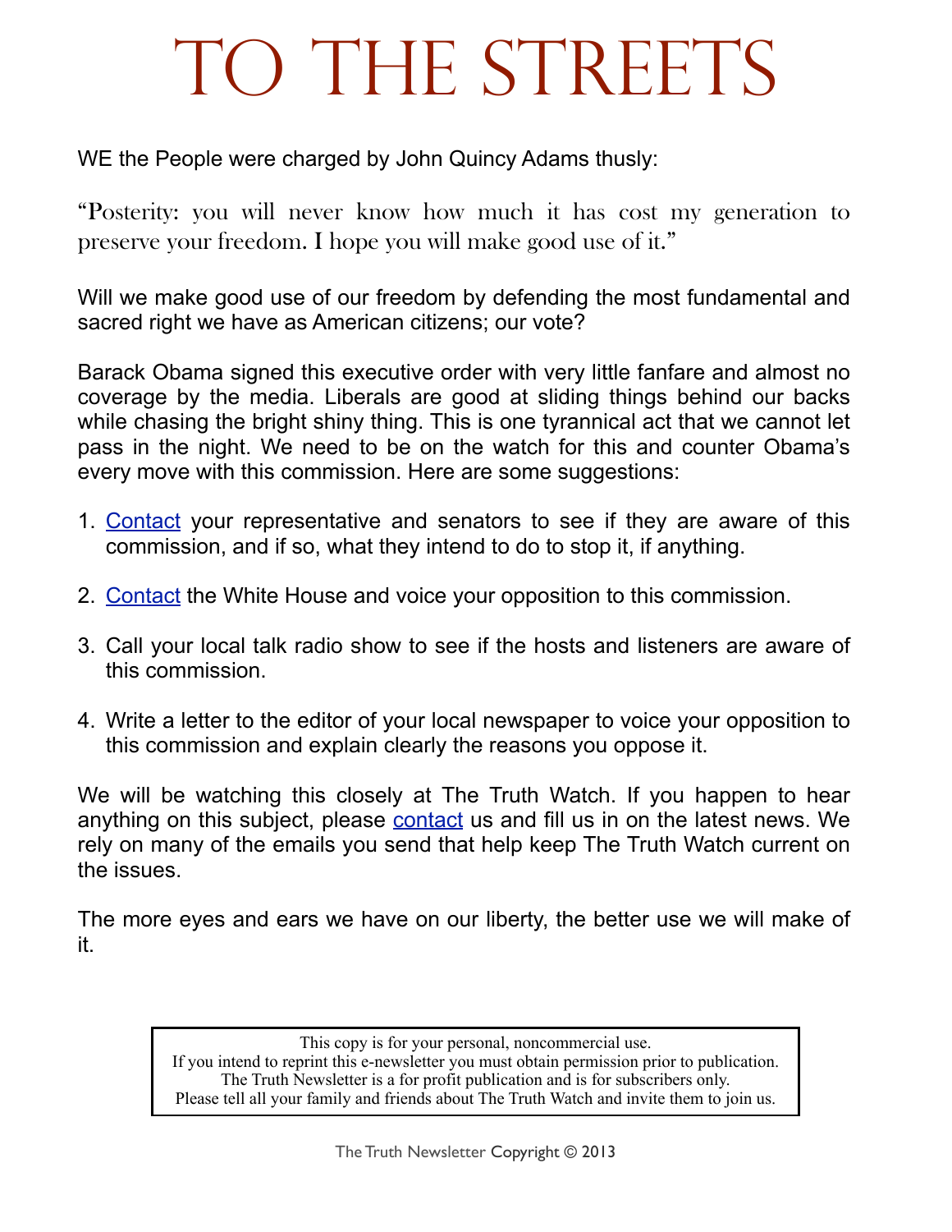# TO THE STREETS

WE the People were charged by John Quincy Adams thusly:

"Posterity: you will never know how much it has cost my generation to preserve your freedom. I hope you will make good use of it."

Will we make good use of our freedom by defending the most fundamental and sacred right we have as American citizens; our vote?

Barack Obama signed this executive order with very little fanfare and almost no coverage by the media. Liberals are good at sliding things behind our backs while chasing the bright shiny thing. This is one tyrannical act that we cannot let pass in the night. We need to be on the watch for this and counter Obama's every move with this commission. Here are some suggestions:

1. Contact your representative and senators to see if they are aware of this commission, and if so, what they intend to do to stop it, if anything.

2. Contact the White House and voice your opposition to this commission.

3. Call your local talk radio show to see if the hosts and listeners are aware of this commission.

4. Write a letter to the editor of your local newspaper to voice your opposition to this commission and explain clearly the reasons you oppose it.

We will be watching this closely at The Truth Watch. If you happen to hear anything on this subject, please contact us and fill us in on the latest news. We rely on many of the emails you send that help keep The Truth Watch current on the issues.

The more eyes and ears we have on our liberty, the better use we will make of it.

This copy is for your personal, noncommercial use.
If you intend to reprint this e-newsletter you must obtain permission prior to publication.
The Truth Newsletter is a for profit publication and is for subscribers only.
Please tell all your family and friends about The Truth Watch and invite them to join us.

The Truth Newsletter Copyright © 2013